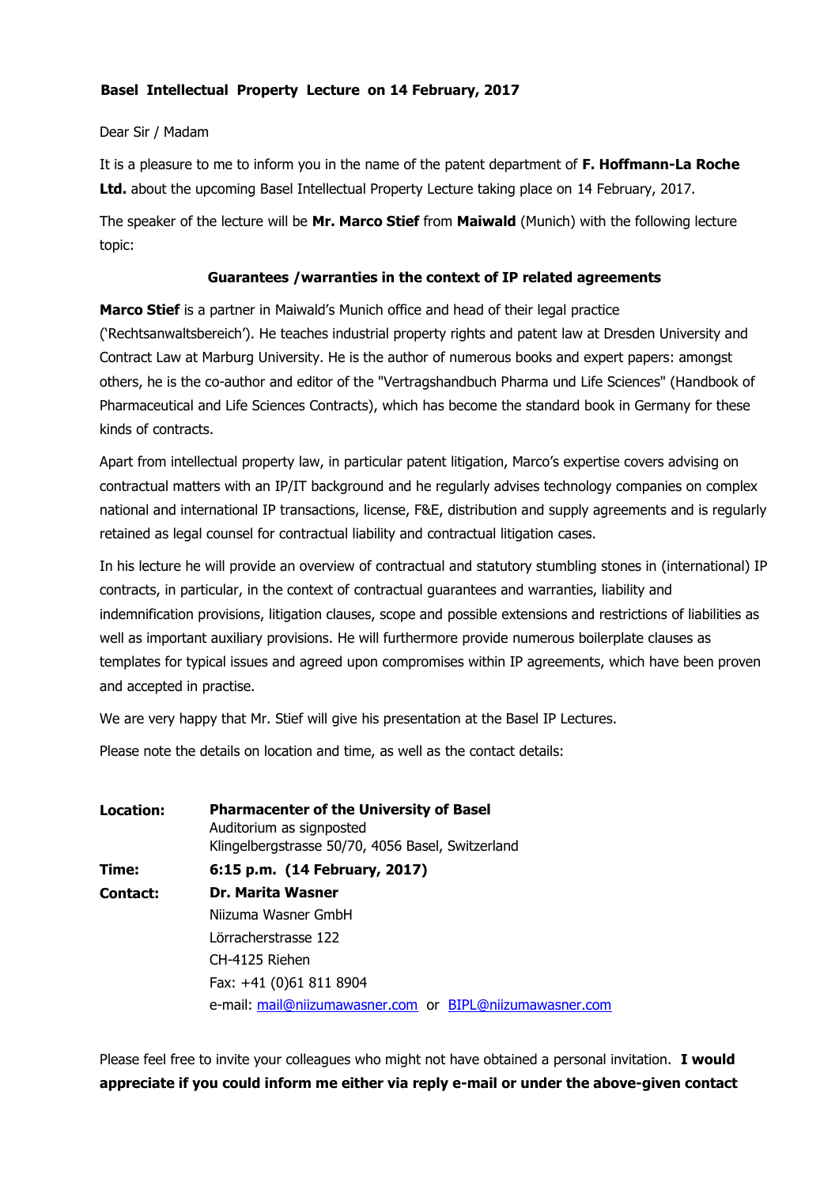**Basel Intellectual Property Lecture on 14 February, 2017**

Dear Sir / Madam

It is a pleasure to me to inform you in the name of the patent department of **F. Hoffmann-La Roche Ltd.** about the upcoming Basel Intellectual Property Lecture taking place on 14 February, 2017.

The speaker of the lecture will be **Mr. Marco Stief** from **Maiwald** (Munich) with the following lecture topic:

**Guarantees /warranties in the context of IP related agreements**

**Marco Stief** is a partner in Maiwald's Munich office and head of their legal practice ('Rechtsanwaltsbereich'). He teaches industrial property rights and patent law at Dresden University and Contract Law at Marburg University. He is the author of numerous books and expert papers: amongst others, he is the co-author and editor of the "Vertragshandbuch Pharma und Life Sciences" (Handbook of Pharmaceutical and Life Sciences Contracts), which has become the standard book in Germany for these kinds of contracts.

Apart from intellectual property law, in particular patent litigation, Marco's expertise covers advising on contractual matters with an IP/IT background and he regularly advises technology companies on complex national and international IP transactions, license, F&E, distribution and supply agreements and is regularly retained as legal counsel for contractual liability and contractual litigation cases.

In his lecture he will provide an overview of contractual and statutory stumbling stones in (international) IP contracts, in particular, in the context of contractual guarantees and warranties, liability and indemnification provisions, litigation clauses, scope and possible extensions and restrictions of liabilities as well as important auxiliary provisions. He will furthermore provide numerous boilerplate clauses as templates for typical issues and agreed upon compromises within IP agreements, which have been proven and accepted in practise.

We are very happy that Mr. Stief will give his presentation at the Basel IP Lectures.

Please note the details on location and time, as well as the contact details:

**Location:** **Pharmacenter of the University of Basel**
Auditorium as signposted
Klingelbergstrasse 50/70, 4056 Basel, Switzerland

**Time:** **6:15 p.m. (14 February, 2017)**

**Contact:** **Dr. Marita Wasner**
Niizuma Wasner GmbH
Lörracherstrasse 122
CH-4125 Riehen
Fax: +41 (0)61 811 8904
e-mail: mail@niizumawasner.com or BIPL@niizumawasner.com

Please feel free to invite your colleagues who might not have obtained a personal invitation. **I would appreciate if you could inform me either via reply e-mail or under the above-given contact**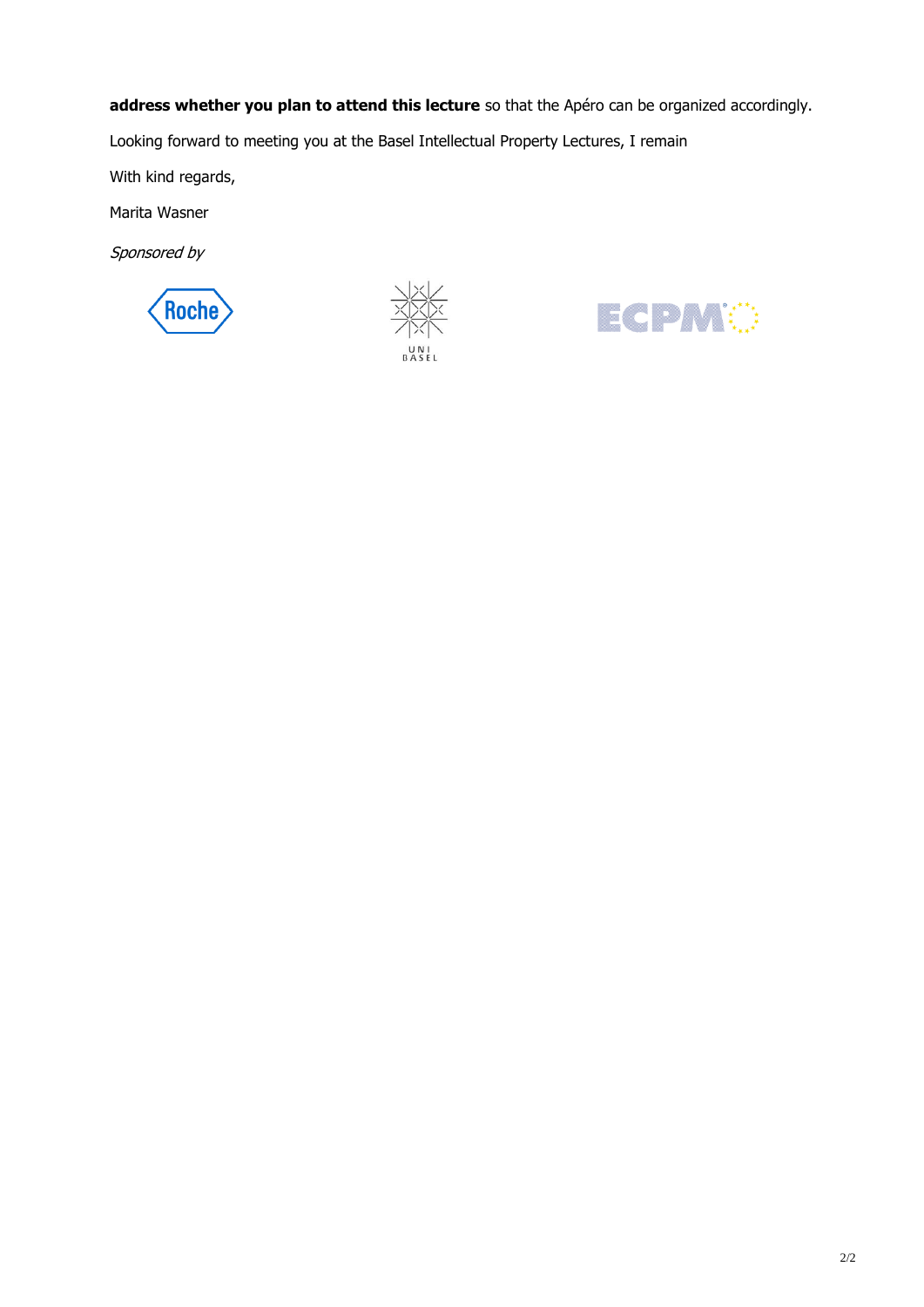**address whether you plan to attend this lecture** so that the Apéro can be organized accordingly.

Looking forward to meeting you at the Basel Intellectual Property Lectures, I remain

With kind regards,

Marita Wasner

*Sponsored by*